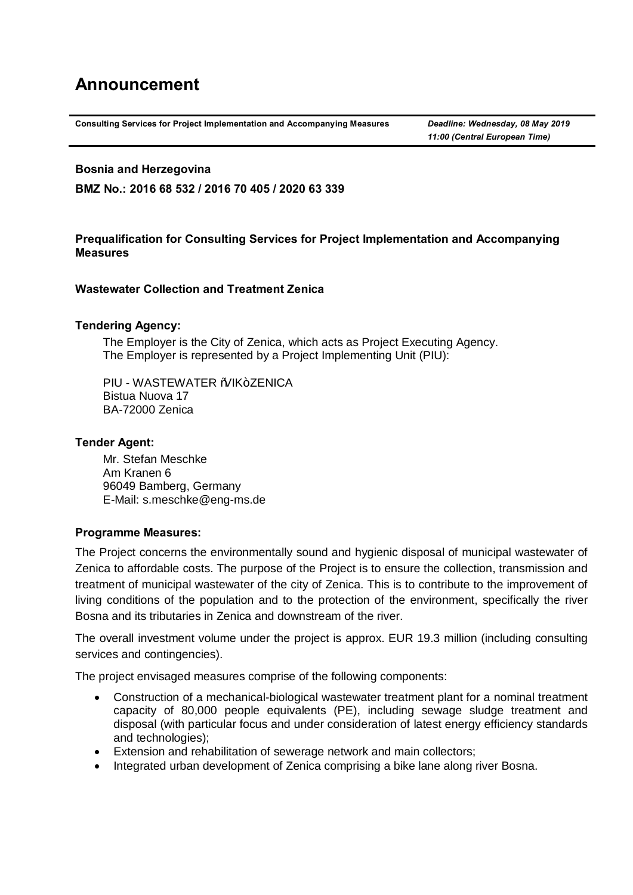# Announcement

**Consulting Services for Project Implementation and Accompanying Measures** | ***Deadline: Wednesday, 08 May 2019 11:00 (Central European Time)***

**Bosnia and Herzegovina**

**BMZ No.: 2016 68 532 / 2016 70 405 / 2020 63 339**

**Prequalification for Consulting Services for Project Implementation and Accompanying Measures**

**Wastewater Collection and Treatment Zenica**

**Tendering Agency:**

The Employer is the City of Zenica, which acts as Project Executing Agency.
The Employer is represented by a Project Implementing Unit (PIU):

PIU - WASTEWATER ŇVIKŇZENICA
Bistua Nuova 17
BA-72000 Zenica

**Tender Agent:**

Mr. Stefan Meschke
Am Kranen 6
96049 Bamberg, Germany
E-Mail: s.meschke@eng-ms.de

**Programme Measures:**

The Project concerns the environmentally sound and hygienic disposal of municipal wastewater of Zenica to affordable costs. The purpose of the Project is to ensure the collection, transmission and treatment of municipal wastewater of the city of Zenica. This is to contribute to the improvement of living conditions of the population and to the protection of the environment, specifically the river Bosna and its tributaries in Zenica and downstream of the river.

The overall investment volume under the project is approx. EUR 19.3 million (including consulting services and contingencies).

The project envisaged measures comprise of the following components:

- Construction of a mechanical-biological wastewater treatment plant for a nominal treatment capacity of 80,000 people equivalents (PE), including sewage sludge treatment and disposal (with particular focus and under consideration of latest energy efficiency standards and technologies);
- Extension and rehabilitation of sewerage network and main collectors;
- Integrated urban development of Zenica comprising a bike lane along river Bosna.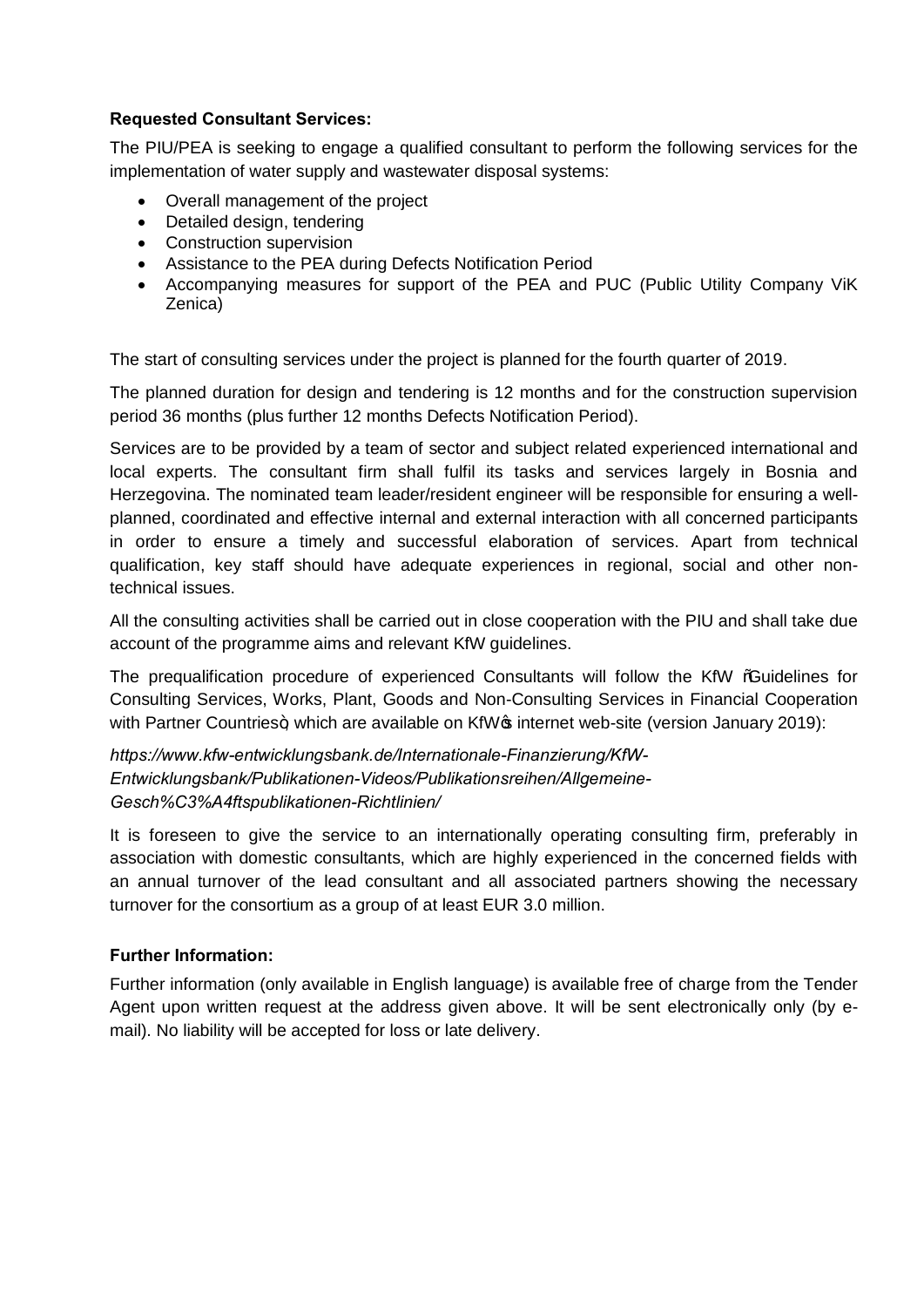**Requested Consultant Services:**

The PIU/PEA is seeking to engage a qualified consultant to perform the following services for the implementation of water supply and wastewater disposal systems:

- Overall management of the project
- Detailed design, tendering
- Construction supervision
- Assistance to the PEA during Defects Notification Period
- Accompanying measures for support of the PEA and PUC (Public Utility Company ViK Zenica)

The start of consulting services under the project is planned for the fourth quarter of 2019.

The planned duration for design and tendering is 12 months and for the construction supervision period 36 months (plus further 12 months Defects Notification Period).

Services are to be provided by a team of sector and subject related experienced international and local experts. The consultant firm shall fulfil its tasks and services largely in Bosnia and Herzegovina. The nominated team leader/resident engineer will be responsible for ensuring a well-planned, coordinated and effective internal and external interaction with all concerned participants in order to ensure a timely and successful elaboration of services. Apart from technical qualification, key staff should have adequate experiences in regional, social and other non-technical issues.

All the consulting activities shall be carried out in close cooperation with the PIU and shall take due account of the programme aims and relevant KfW guidelines.

The prequalification procedure of experienced Consultants will follow the KfW "Guidelines for Consulting Services, Works, Plant, Goods and Non-Consulting Services in Financial Cooperation with Partner Countries", which are available on KfW's internet web-site (version January 2019):

*https://www.kfw-entwicklungsbank.de/Internationale-Finanzierung/KfW-Entwicklungsbank/Publikationen-Videos/Publikationsreihen/Allgemeine-Gesch%C3%A4ftspublikationen-Richtlinien/*

It is foreseen to give the service to an internationally operating consulting firm, preferably in association with domestic consultants, which are highly experienced in the concerned fields with an annual turnover of the lead consultant and all associated partners showing the necessary turnover for the consortium as a group of at least EUR 3.0 million.

**Further Information:**

Further information (only available in English language) is available free of charge from the Tender Agent upon written request at the address given above. It will be sent electronically only (by e-mail). No liability will be accepted for loss or late delivery.